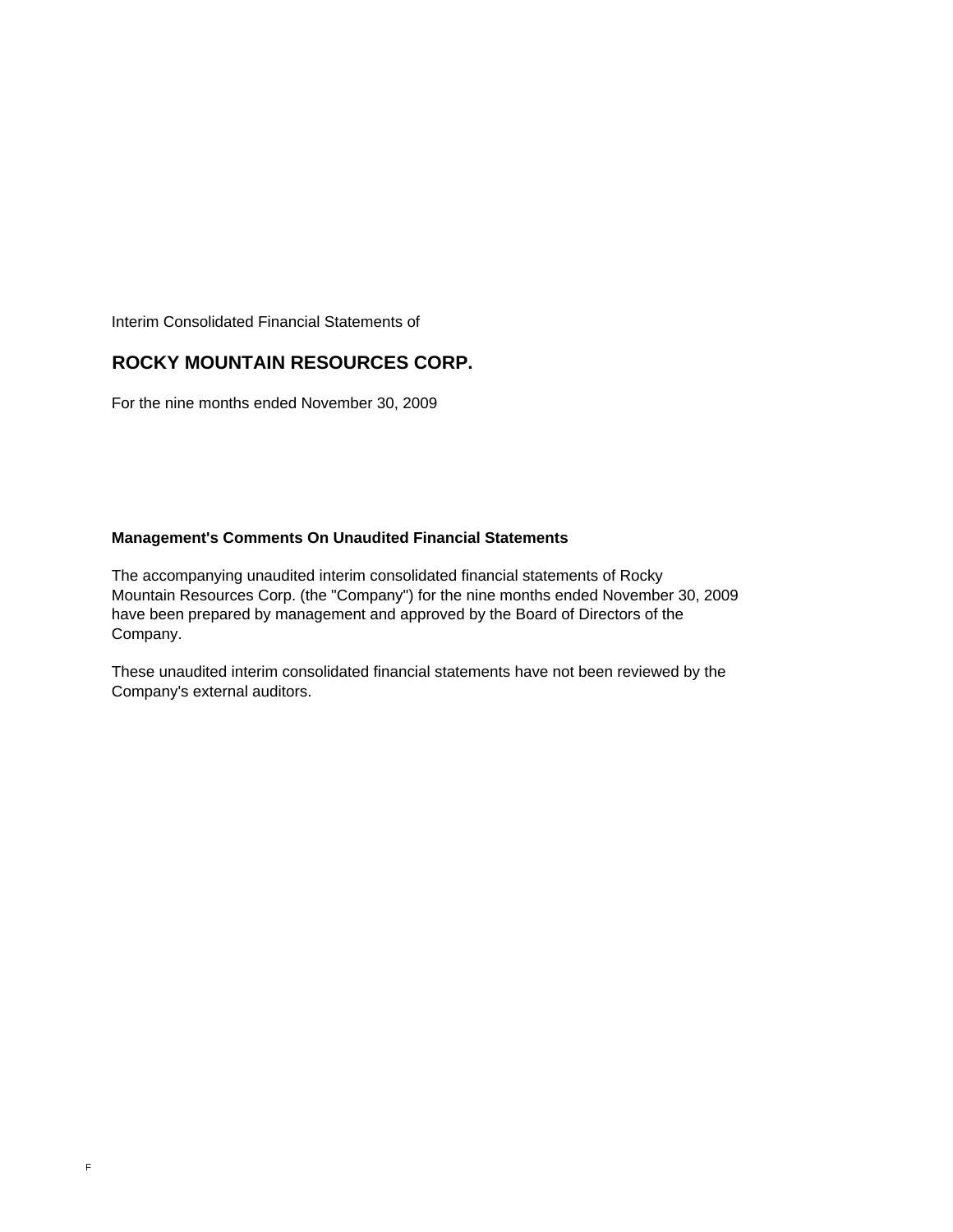Interim Consolidated Financial Statements of

# ROCKY MOUNTAIN RESOURCES CORP.

For the nine months ended November 30, 2009

**Management's Comments On Unaudited Financial Statements**

The accompanying unaudited interim consolidated financial statements of Rocky Mountain Resources Corp. (the "Company") for the nine months ended November 30, 2009 have been prepared by management and approved by the Board of Directors of the Company.

These unaudited interim consolidated financial statements have not been reviewed by the Company's external auditors.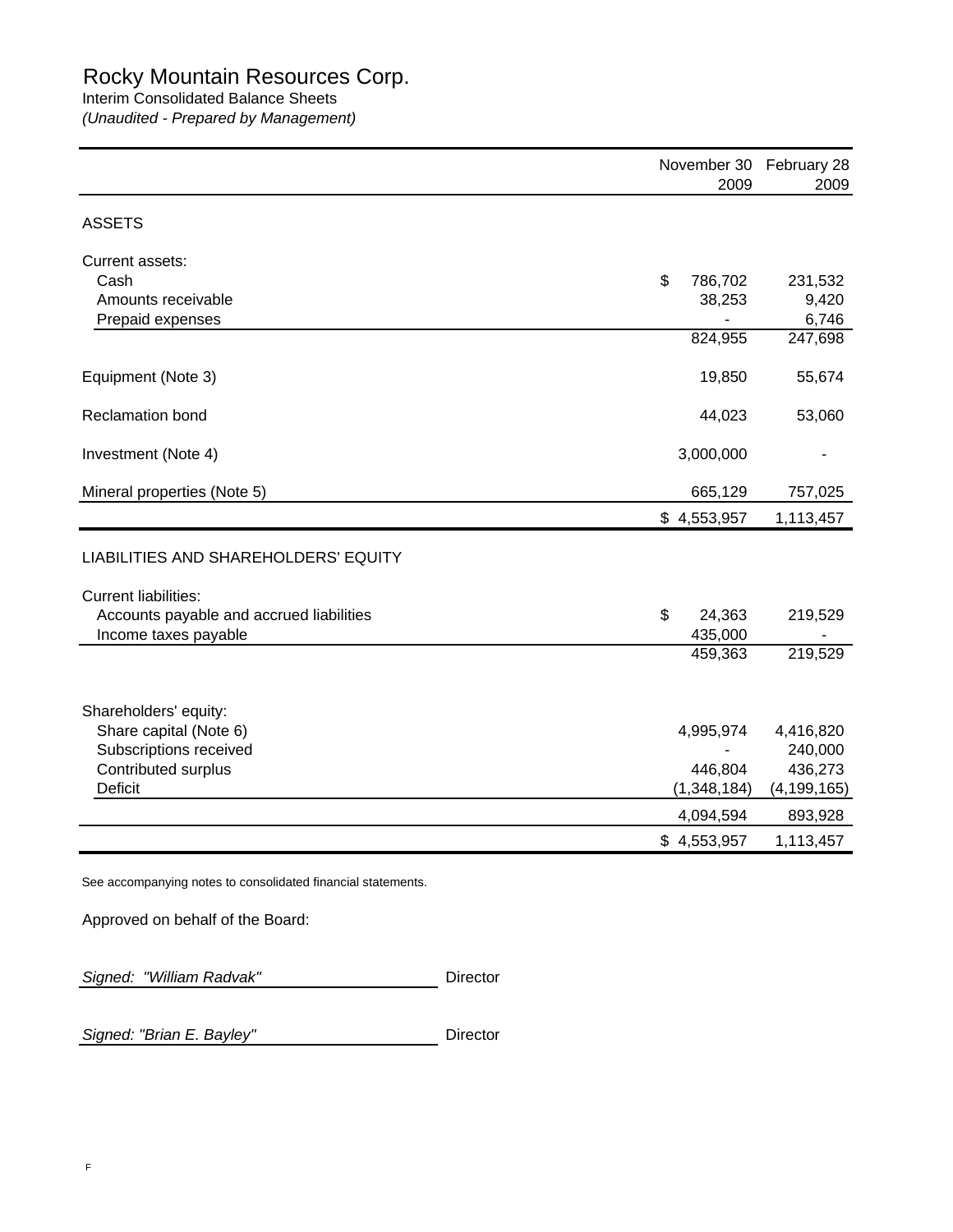# Rocky Mountain Resources Corp.

Interim Consolidated Balance Sheets

*(Unaudited - Prepared by Management)*

| | November 30 2009 | February 28 2009 |
|---|---|---|
| **ASSETS** | | |
| Current assets: | | |
| Cash | $ 786,702 | 231,532 |
| Amounts receivable | 38,253 | 9,420 |
| Prepaid expenses | - | 6,746 |
| | 824,955 | 247,698 |
| Equipment (Note 3) | 19,850 | 55,674 |
| Reclamation bond | 44,023 | 53,060 |
| Investment (Note 4) | 3,000,000 | - |
| Mineral properties (Note 5) | 665,129 | 757,025 |
| | $ 4,553,957 | 1,113,457 |
| **LIABILITIES AND SHAREHOLDERS' EQUITY** | | |
| Current liabilities: | | |
| Accounts payable and accrued liabilities | $ 24,363 | 219,529 |
| Income taxes payable | 435,000 | - |
| | 459,363 | 219,529 |
| Shareholders' equity: | | |
| Share capital (Note 6) | 4,995,974 | 4,416,820 |
| Subscriptions received | - | 240,000 |
| Contributed surplus | 446,804 | 436,273 |
| Deficit | (1,348,184) | (4,199,165) |
| | 4,094,594 | 893,928 |
| | $ 4,553,957 | 1,113,457 |

See accompanying notes to consolidated financial statements.

Approved on behalf of the Board:

*Signed: "William Radvak"* Director

*Signed: "Brian E. Bayley"* Director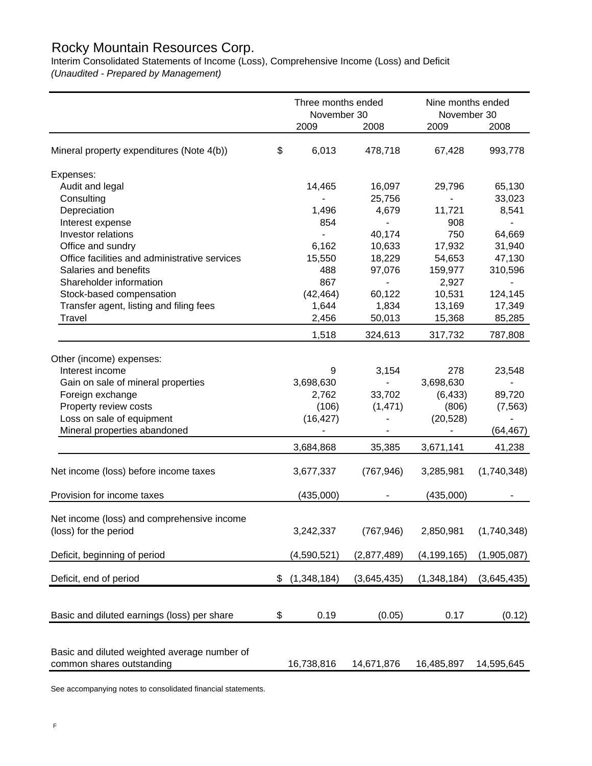# Rocky Mountain Resources Corp.

Interim Consolidated Statements of Income (Loss), Comprehensive Income (Loss) and Deficit

*(Unaudited - Prepared by Management)*

| | Three months ended November 30 | | Nine months ended November 30 | |
|---|---|---|---|---|
| | 2009 | 2008 | 2009 | 2008 |
| Mineral property expenditures (Note 4(b)) | $ 6,013 | 478,718 | 67,428 | 993,778 |
| Expenses: | | | | |
| Audit and legal | 14,465 | 16,097 | 29,796 | 65,130 |
| Consulting | - | 25,756 | - | 33,023 |
| Depreciation | 1,496 | 4,679 | 11,721 | 8,541 |
| Interest expense | 854 | - | 908 | - |
| Investor relations | - | 40,174 | 750 | 64,669 |
| Office and sundry | 6,162 | 10,633 | 17,932 | 31,940 |
| Office facilities and administrative services | 15,550 | 18,229 | 54,653 | 47,130 |
| Salaries and benefits | 488 | 97,076 | 159,977 | 310,596 |
| Shareholder information | 867 | - | 2,927 | - |
| Stock-based compensation | (42,464) | 60,122 | 10,531 | 124,145 |
| Transfer agent, listing and filing fees | 1,644 | 1,834 | 13,169 | 17,349 |
| Travel | 2,456 | 50,013 | 15,368 | 85,285 |
| | 1,518 | 324,613 | 317,732 | 787,808 |
| Other (income) expenses: | | | | |
| Interest income | 9 | 3,154 | 278 | 23,548 |
| Gain on sale of mineral properties | 3,698,630 | - | 3,698,630 | - |
| Foreign exchange | 2,762 | 33,702 | (6,433) | 89,720 |
| Property review costs | (106) | (1,471) | (806) | (7,563) |
| Loss on sale of equipment | (16,427) | - | (20,528) | - |
| Mineral properties abandoned | - | - | - | (64,467) |
| | 3,684,868 | 35,385 | 3,671,141 | 41,238 |
| Net income (loss) before income taxes | 3,677,337 | (767,946) | 3,285,981 | (1,740,348) |
| Provision for income taxes | (435,000) | - | (435,000) | - |
| Net income (loss) and comprehensive income (loss) for the period | 3,242,337 | (767,946) | 2,850,981 | (1,740,348) |
| Deficit, beginning of period | (4,590,521) | (2,877,489) | (4,199,165) | (1,905,087) |
| Deficit, end of period | $ (1,348,184) | (3,645,435) | (1,348,184) | (3,645,435) |
| Basic and diluted earnings (loss) per share | $ 0.19 | (0.05) | 0.17 | (0.12) |
| Basic and diluted weighted average number of common shares outstanding | 16,738,816 | 14,671,876 | 16,485,897 | 14,595,645 |

See accompanying notes to consolidated financial statements.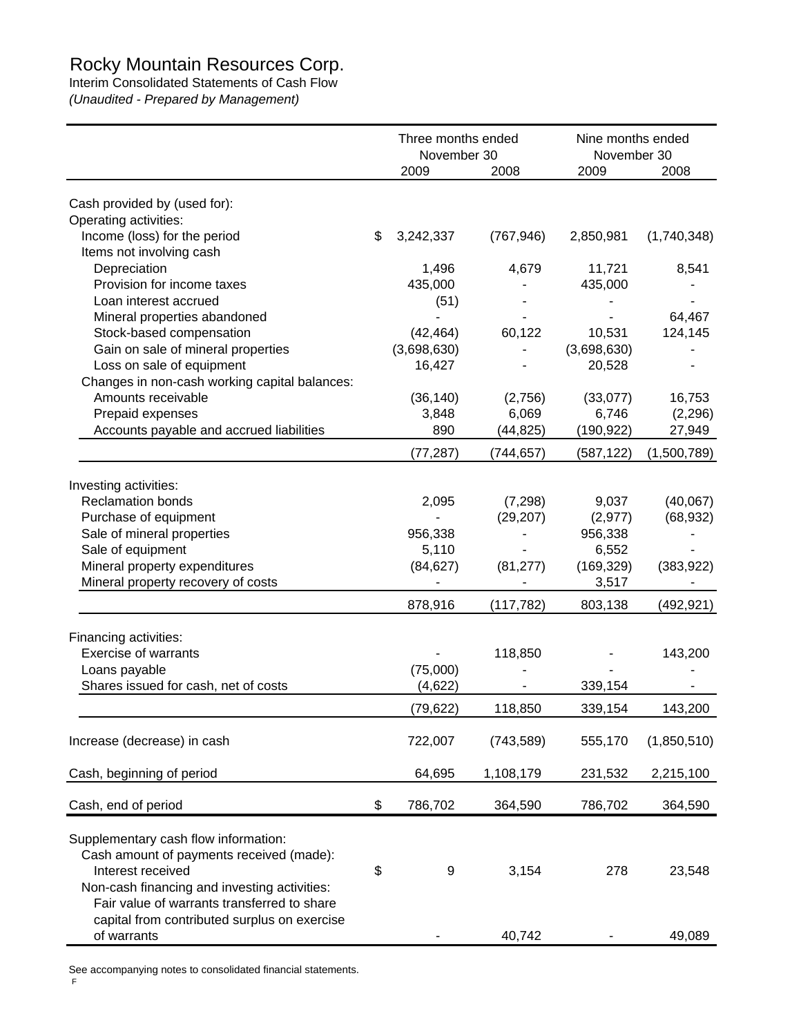# Rocky Mountain Resources Corp.

Interim Consolidated Statements of Cash Flow

*(Unaudited - Prepared by Management)*

| | Three months ended November 30 | | Nine months ended November 30 | |
|---|---|---|---|---|
| | 2009 | 2008 | 2009 | 2008 |
| Cash provided by (used for): | | | | |
| Operating activities: | | | | |
| Income (loss) for the period | $ 3,242,337 | (767,946) | 2,850,981 | (1,740,348) |
| Items not involving cash | | | | |
| Depreciation | 1,496 | 4,679 | 11,721 | 8,541 |
| Provision for income taxes | 435,000 | - | 435,000 | - |
| Loan interest accrued | (51) | - | - | - |
| Mineral properties abandoned | - | - | - | 64,467 |
| Stock-based compensation | (42,464) | 60,122 | 10,531 | 124,145 |
| Gain on sale of mineral properties | (3,698,630) | - | (3,698,630) | - |
| Loss on sale of equipment | 16,427 | - | 20,528 | - |
| Changes in non-cash working capital balances: | | | | |
| Amounts receivable | (36,140) | (2,756) | (33,077) | 16,753 |
| Prepaid expenses | 3,848 | 6,069 | 6,746 | (2,296) |
| Accounts payable and accrued liabilities | 890 | (44,825) | (190,922) | 27,949 |
| | (77,287) | (744,657) | (587,122) | (1,500,789) |
| Investing activities: | | | | |
| Reclamation bonds | 2,095 | (7,298) | 9,037 | (40,067) |
| Purchase of equipment | - | (29,207) | (2,977) | (68,932) |
| Sale of mineral properties | 956,338 | - | 956,338 | - |
| Sale of equipment | 5,110 | - | 6,552 | - |
| Mineral property expenditures | (84,627) | (81,277) | (169,329) | (383,922) |
| Mineral property recovery of costs | - | - | 3,517 | - |
| | 878,916 | (117,782) | 803,138 | (492,921) |
| Financing activities: | | | | |
| Exercise of warrants | - | 118,850 | - | 143,200 |
| Loans payable | (75,000) | - | - | - |
| Shares issued for cash, net of costs | (4,622) | - | 339,154 | - |
| | (79,622) | 118,850 | 339,154 | 143,200 |
| Increase (decrease) in cash | 722,007 | (743,589) | 555,170 | (1,850,510) |
| Cash, beginning of period | 64,695 | 1,108,179 | 231,532 | 2,215,100 |
| Cash, end of period | $ 786,702 | 364,590 | 786,702 | 364,590 |
| Supplementary cash flow information: | | | | |
| Cash amount of payments received (made): | | | | |
| Interest received | $ 9 | 3,154 | 278 | 23,548 |
| Non-cash financing and investing activities: | | | | |
| Fair value of warrants transferred to share capital from contributed surplus on exercise of warrants | - | 40,742 | - | 49,089 |

See accompanying notes to consolidated financial statements.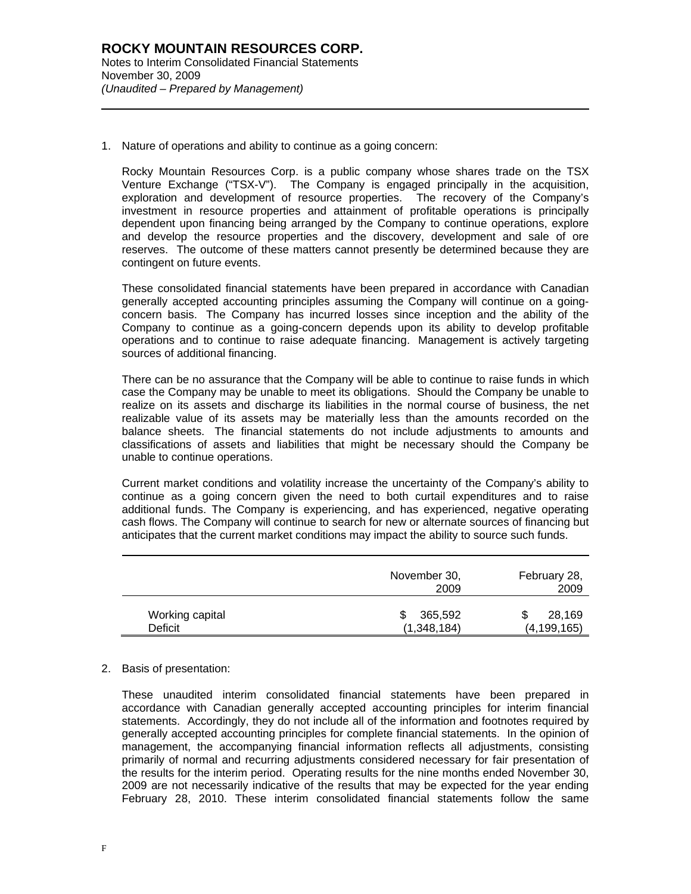1. Nature of operations and ability to continue as a going concern:

   Rocky Mountain Resources Corp. is a public company whose shares trade on the TSX Venture Exchange ("TSX-V"). The Company is engaged principally in the acquisition, exploration and development of resource properties. The recovery of the Company's investment in resource properties and attainment of profitable operations is principally dependent upon financing being arranged by the Company to continue operations, explore and develop the resource properties and the discovery, development and sale of ore reserves. The outcome of these matters cannot presently be determined because they are contingent on future events.

   These consolidated financial statements have been prepared in accordance with Canadian generally accepted accounting principles assuming the Company will continue on a going-concern basis. The Company has incurred losses since inception and the ability of the Company to continue as a going-concern depends upon its ability to develop profitable operations and to continue to raise adequate financing. Management is actively targeting sources of additional financing.

   There can be no assurance that the Company will be able to continue to raise funds in which case the Company may be unable to meet its obligations. Should the Company be unable to realize on its assets and discharge its liabilities in the normal course of business, the net realizable value of its assets may be materially less than the amounts recorded on the balance sheets. The financial statements do not include adjustments to amounts and classifications of assets and liabilities that might be necessary should the Company be unable to continue operations.

   Current market conditions and volatility increase the uncertainty of the Company's ability to continue as a going concern given the need to both curtail expenditures and to raise additional funds. The Company is experiencing, and has experienced, negative operating cash flows. The Company will continue to search for new or alternate sources of financing but anticipates that the current market conditions may impact the ability to source such funds.

| | November 30, 2009 | February 28, 2009 |
|---|---|---|
| Working capital | $ 365,592 | $ 28,169 |
| Deficit | (1,348,184) | (4,199,165) |

2. Basis of presentation:

   These unaudited interim consolidated financial statements have been prepared in accordance with Canadian generally accepted accounting principles for interim financial statements. Accordingly, they do not include all of the information and footnotes required by generally accepted accounting principles for complete financial statements. In the opinion of management, the accompanying financial information reflects all adjustments, consisting primarily of normal and recurring adjustments considered necessary for fair presentation of the results for the interim period. Operating results for the nine months ended November 30, 2009 are not necessarily indicative of the results that may be expected for the year ending February 28, 2010. These interim consolidated financial statements follow the same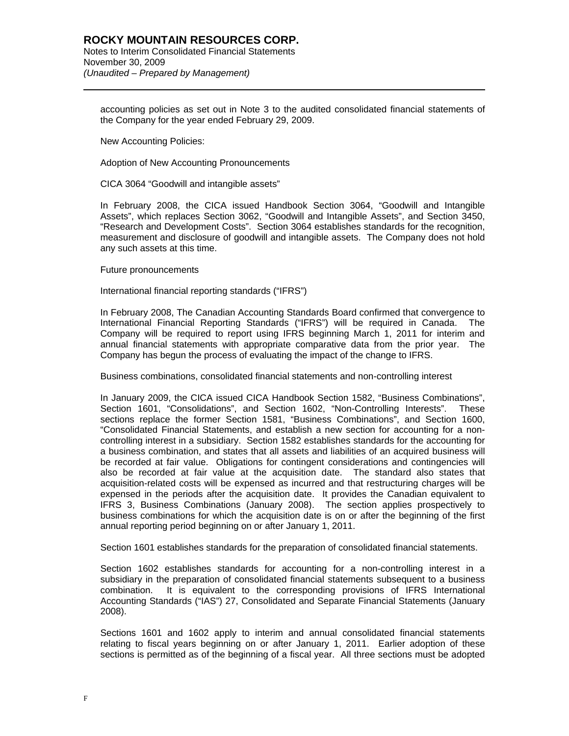accounting policies as set out in Note 3 to the audited consolidated financial statements of the Company for the year ended February 29, 2009.

New Accounting Policies:

Adoption of New Accounting Pronouncements

CICA 3064 "Goodwill and intangible assets"

In February 2008, the CICA issued Handbook Section 3064, "Goodwill and Intangible Assets", which replaces Section 3062, "Goodwill and Intangible Assets", and Section 3450, "Research and Development Costs". Section 3064 establishes standards for the recognition, measurement and disclosure of goodwill and intangible assets. The Company does not hold any such assets at this time.

Future pronouncements

International financial reporting standards ("IFRS")

In February 2008, The Canadian Accounting Standards Board confirmed that convergence to International Financial Reporting Standards ("IFRS") will be required in Canada. The Company will be required to report using IFRS beginning March 1, 2011 for interim and annual financial statements with appropriate comparative data from the prior year. The Company has begun the process of evaluating the impact of the change to IFRS.

Business combinations, consolidated financial statements and non-controlling interest

In January 2009, the CICA issued CICA Handbook Section 1582, "Business Combinations", Section 1601, "Consolidations", and Section 1602, "Non-Controlling Interests". These sections replace the former Section 1581, "Business Combinations", and Section 1600, "Consolidated Financial Statements, and establish a new section for accounting for a non-controlling interest in a subsidiary. Section 1582 establishes standards for the accounting for a business combination, and states that all assets and liabilities of an acquired business will be recorded at fair value. Obligations for contingent considerations and contingencies will also be recorded at fair value at the acquisition date. The standard also states that acquisition-related costs will be expensed as incurred and that restructuring charges will be expensed in the periods after the acquisition date. It provides the Canadian equivalent to IFRS 3, Business Combinations (January 2008). The section applies prospectively to business combinations for which the acquisition date is on or after the beginning of the first annual reporting period beginning on or after January 1, 2011.

Section 1601 establishes standards for the preparation of consolidated financial statements.

Section 1602 establishes standards for accounting for a non-controlling interest in a subsidiary in the preparation of consolidated financial statements subsequent to a business combination. It is equivalent to the corresponding provisions of IFRS International Accounting Standards ("IAS") 27, Consolidated and Separate Financial Statements (January 2008).

Sections 1601 and 1602 apply to interim and annual consolidated financial statements relating to fiscal years beginning on or after January 1, 2011. Earlier adoption of these sections is permitted as of the beginning of a fiscal year. All three sections must be adopted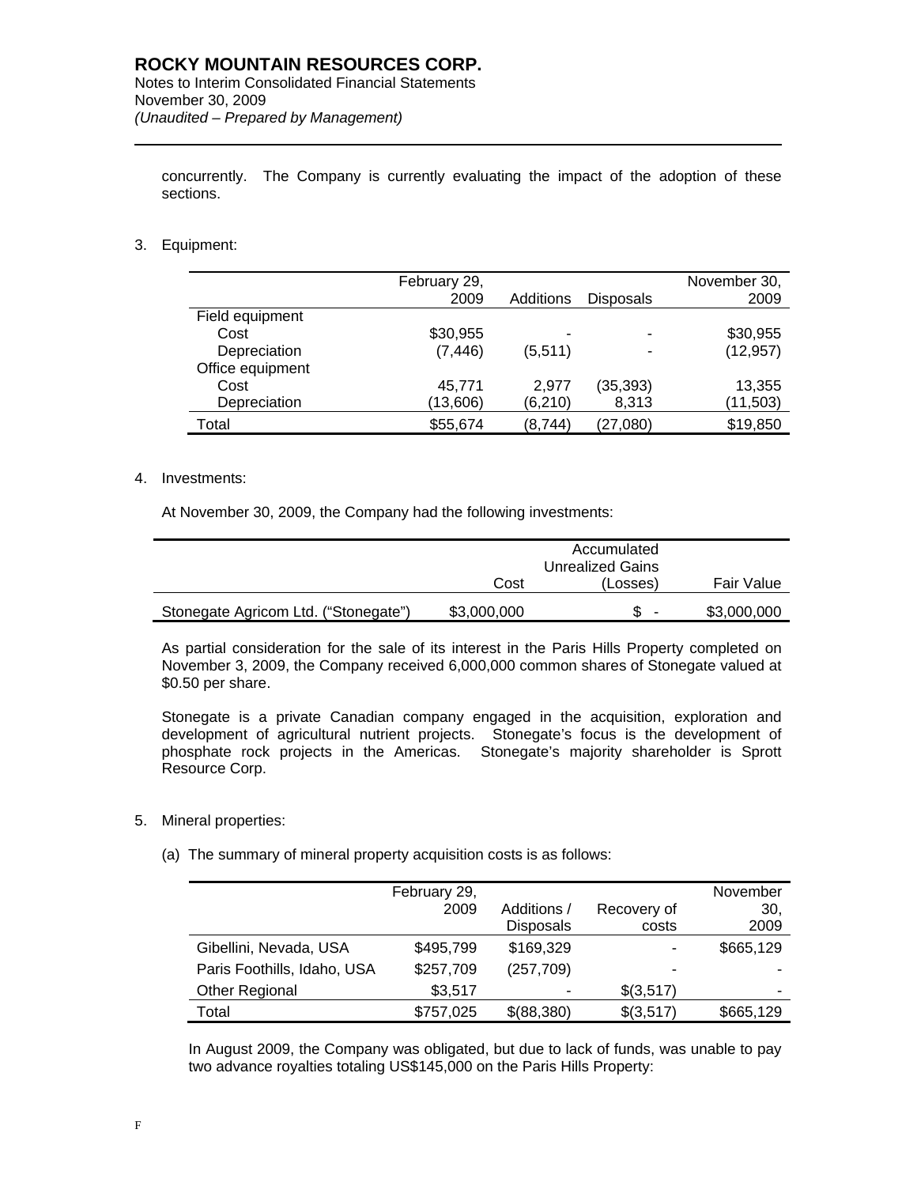concurrently. The Company is currently evaluating the impact of the adoption of these sections.

3. Equipment:

| | February 29, 2009 | Additions | Disposals | November 30, 2009 |
|---|---|---|---|---|
| Field equipment | | | | |
| Cost | $30,955 | - | - | $30,955 |
| Depreciation | (7,446) | (5,511) | - | (12,957) |
| Office equipment | | | | |
| Cost | 45,771 | 2,977 | (35,393) | 13,355 |
| Depreciation | (13,606) | (6,210) | 8,313 | (11,503) |
| Total | $55,674 | (8,744) | (27,080) | $19,850 |

4. Investments:

At November 30, 2009, the Company had the following investments:

| | Cost | Accumulated Unrealized Gains (Losses) | Fair Value |
|---|---|---|---|
| Stonegate Agricom Ltd. ("Stonegate") | $3,000,000 | $ - | $3,000,000 |

As partial consideration for the sale of its interest in the Paris Hills Property completed on November 3, 2009, the Company received 6,000,000 common shares of Stonegate valued at $0.50 per share.

Stonegate is a private Canadian company engaged in the acquisition, exploration and development of agricultural nutrient projects. Stonegate's focus is the development of phosphate rock projects in the Americas. Stonegate's majority shareholder is Sprott Resource Corp.

5. Mineral properties:

(a) The summary of mineral property acquisition costs is as follows:

| | February 29, 2009 | Additions / Disposals | Recovery of costs | November 30, 2009 |
|---|---|---|---|---|
| Gibellini, Nevada, USA | $495,799 | $169,329 | - | $665,129 |
| Paris Foothills, Idaho, USA | $257,709 | (257,709) | - | - |
| Other Regional | $3,517 | - | $(3,517) | - |
| Total | $757,025 | $(88,380) | $(3,517) | $665,129 |

In August 2009, the Company was obligated, but due to lack of funds, was unable to pay two advance royalties totaling US$145,000 on the Paris Hills Property: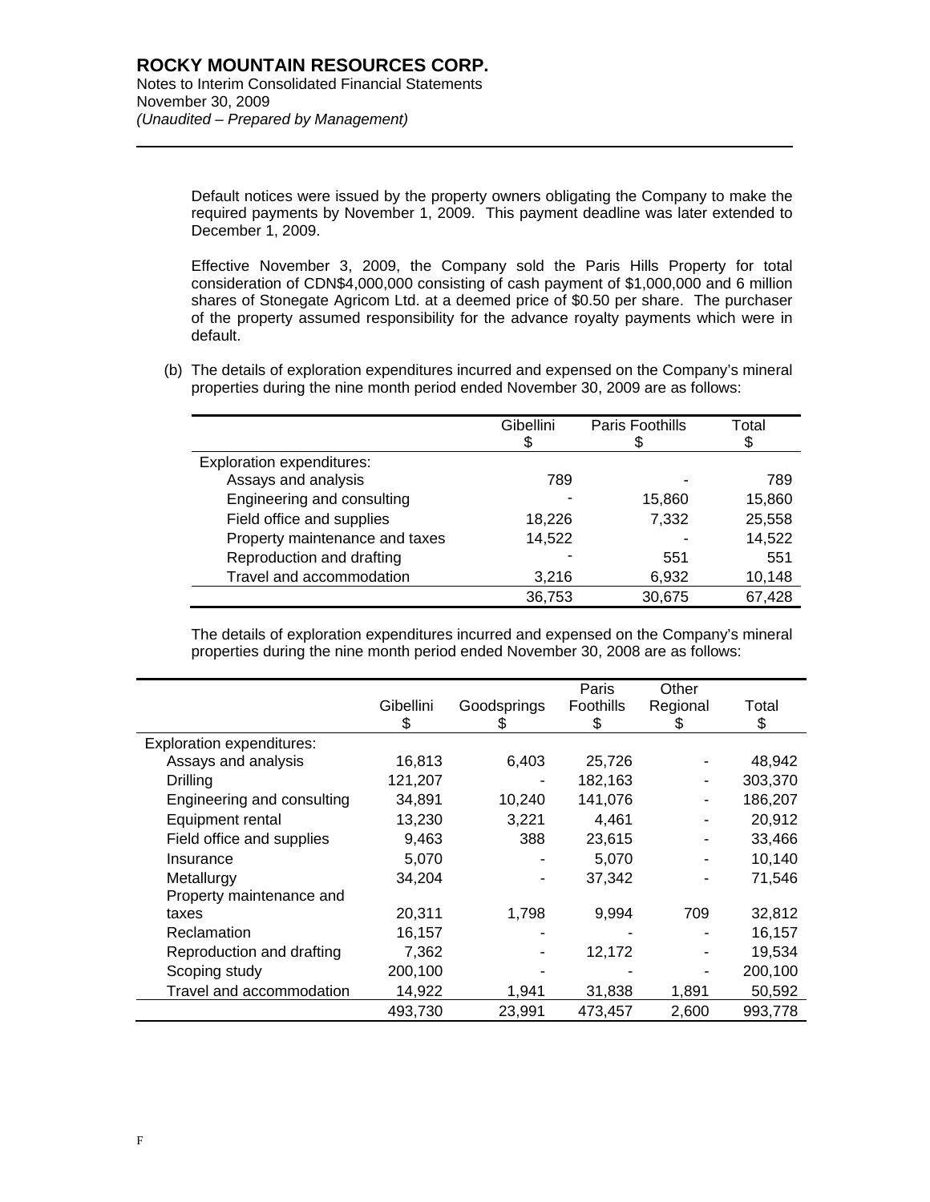Default notices were issued by the property owners obligating the Company to make the required payments by November 1, 2009. This payment deadline was later extended to December 1, 2009.

Effective November 3, 2009, the Company sold the Paris Hills Property for total consideration of CDN$4,000,000 consisting of cash payment of $1,000,000 and 6 million shares of Stonegate Agricom Ltd. at a deemed price of $0.50 per share. The purchaser of the property assumed responsibility for the advance royalty payments which were in default.

(b) The details of exploration expenditures incurred and expensed on the Company's mineral properties during the nine month period ended November 30, 2009 are as follows:

| | Gibellini<br>$ | Paris Foothills<br>$ | Total<br>$ |
|---|---|---|---|
| Exploration expenditures: | | | |
| Assays and analysis | 789 | - | 789 |
| Engineering and consulting | - | 15,860 | 15,860 |
| Field office and supplies | 18,226 | 7,332 | 25,558 |
| Property maintenance and taxes | 14,522 | - | 14,522 |
| Reproduction and drafting | - | 551 | 551 |
| Travel and accommodation | 3,216 | 6,932 | 10,148 |
| | 36,753 | 30,675 | 67,428 |

The details of exploration expenditures incurred and expensed on the Company's mineral properties during the nine month period ended November 30, 2008 are as follows:

| | Gibellini<br>$ | Goodsprings<br>$ | Paris Foothills<br>$ | Other Regional<br>$ | Total<br>$ |
|---|---|---|---|---|---|
| Exploration expenditures: | | | | | |
| Assays and analysis | 16,813 | 6,403 | 25,726 | - | 48,942 |
| Drilling | 121,207 | - | 182,163 | - | 303,370 |
| Engineering and consulting | 34,891 | 10,240 | 141,076 | - | 186,207 |
| Equipment rental | 13,230 | 3,221 | 4,461 | - | 20,912 |
| Field office and supplies | 9,463 | 388 | 23,615 | - | 33,466 |
| Insurance | 5,070 | - | 5,070 | - | 10,140 |
| Metallurgy | 34,204 | - | 37,342 | - | 71,546 |
| Property maintenance and taxes | 20,311 | 1,798 | 9,994 | 709 | 32,812 |
| Reclamation | 16,157 | - | - | - | 16,157 |
| Reproduction and drafting | 7,362 | - | 12,172 | - | 19,534 |
| Scoping study | 200,100 | - | - | - | 200,100 |
| Travel and accommodation | 14,922 | 1,941 | 31,838 | 1,891 | 50,592 |
| | 493,730 | 23,991 | 473,457 | 2,600 | 993,778 |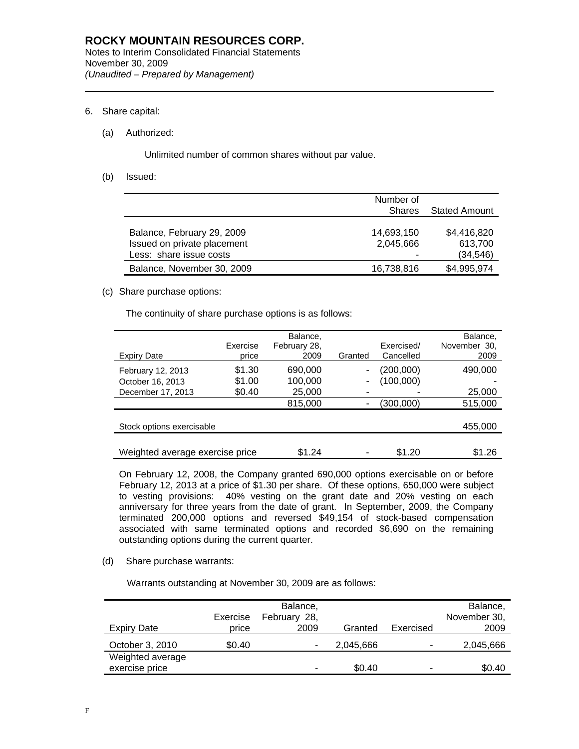## 6. Share capital:

### (a) Authorized:

Unlimited number of common shares without par value.

### (b) Issued:

| | Number of Shares | Stated Amount |
|---|---|---|
| Balance, February 29, 2009 | 14,693,150 | $4,416,820 |
| Issued on private placement | 2,045,666 | 613,700 |
| Less: share issue costs | - | (34,546) |
| Balance, November 30, 2009 | 16,738,816 | $4,995,974 |

### (c) Share purchase options:

The continuity of share purchase options is as follows:

| Expiry Date | Exercise price | Balance, February 28, 2009 | Granted | Exercised/ Cancelled | Balance, November 30, 2009 |
|---|---|---|---|---|---|
| February 12, 2013 | $1.30 | 690,000 | - | (200,000) | 490,000 |
| October 16, 2013 | $1.00 | 100,000 | - | (100,000) | - |
| December 17, 2013 | $0.40 | 25,000 | - | - | 25,000 |
| | | 815,000 | - | (300,000) | 515,000 |
| Stock options exercisable | | | | | 455,000 |
| Weighted average exercise price | | $1.24 | - | $1.20 | $1.26 |

On February 12, 2008, the Company granted 690,000 options exercisable on or before February 12, 2013 at a price of $1.30 per share. Of these options, 650,000 were subject to vesting provisions: 40% vesting on the grant date and 20% vesting on each anniversary for three years from the date of grant. In September, 2009, the Company terminated 200,000 options and reversed $49,154 of stock-based compensation associated with same terminated options and recorded $6,690 on the remaining outstanding options during the current quarter.

### (d) Share purchase warrants:

Warrants outstanding at November 30, 2009 are as follows:

| Expiry Date | Exercise price | Balance, February 28, 2009 | Granted | Exercised | Balance, November 30, 2009 |
|---|---|---|---|---|---|
| October 3, 2010 | $0.40 | - | 2,045,666 | - | 2,045,666 |
| Weighted average exercise price | | - | $0.40 | - | $0.40 |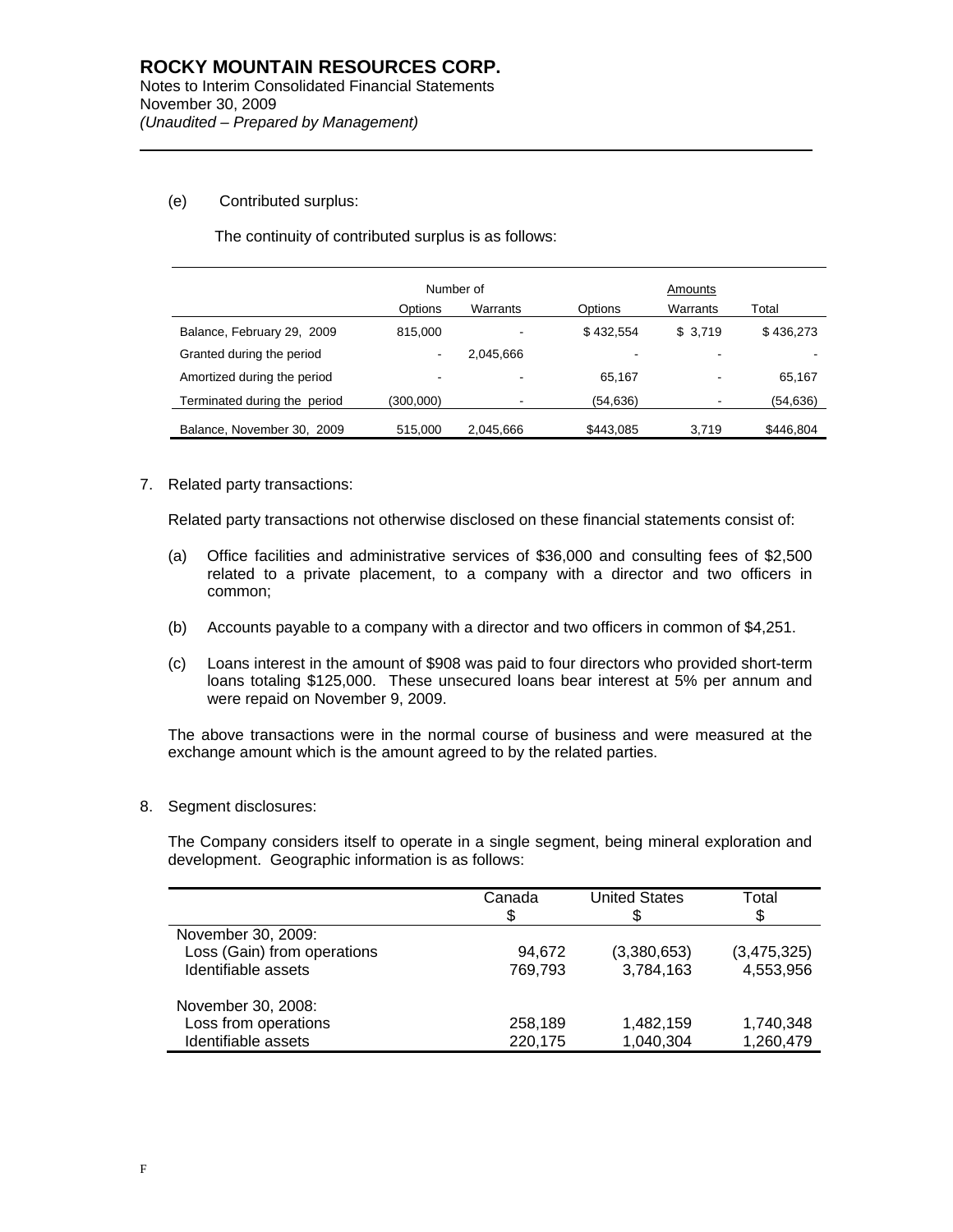(e) Contributed surplus:

The continuity of contributed surplus is as follows:

| | Number of | | Amounts | | |
|---|---|---|---|---|---|
| | Options | Warrants | Options | Warrants | Total |
| Balance, February 29, 2009 | 815,000 | - | $ 432,554 | $ 3,719 | $ 436,273 |
| Granted during the period | - | 2,045,666 | - | - | - |
| Amortized during the period | - | - | 65,167 | - | 65,167 |
| Terminated during the period | (300,000) | - | (54,636) | - | (54,636) |
| Balance, November 30, 2009 | 515,000 | 2,045,666 | $443,085 | 3,719 | $446,804 |

7. Related party transactions:

Related party transactions not otherwise disclosed on these financial statements consist of:

(a) Office facilities and administrative services of $36,000 and consulting fees of $2,500 related to a private placement, to a company with a director and two officers in common;

(b) Accounts payable to a company with a director and two officers in common of $4,251.

(c) Loans interest in the amount of $908 was paid to four directors who provided short-term loans totaling $125,000. These unsecured loans bear interest at 5% per annum and were repaid on November 9, 2009.

The above transactions were in the normal course of business and were measured at the exchange amount which is the amount agreed to by the related parties.

8. Segment disclosures:

The Company considers itself to operate in a single segment, being mineral exploration and development. Geographic information is as follows:

| | Canada<br>$ | United States<br>$ | Total<br>$ |
|---|---|---|---|
| November 30, 2009: | | | |
| Loss (Gain) from operations | 94,672 | (3,380,653) | (3,475,325) |
| Identifiable assets | 769,793 | 3,784,163 | 4,553,956 |
| November 30, 2008: | | | |
| Loss from operations | 258,189 | 1,482,159 | 1,740,348 |
| Identifiable assets | 220,175 | 1,040,304 | 1,260,479 |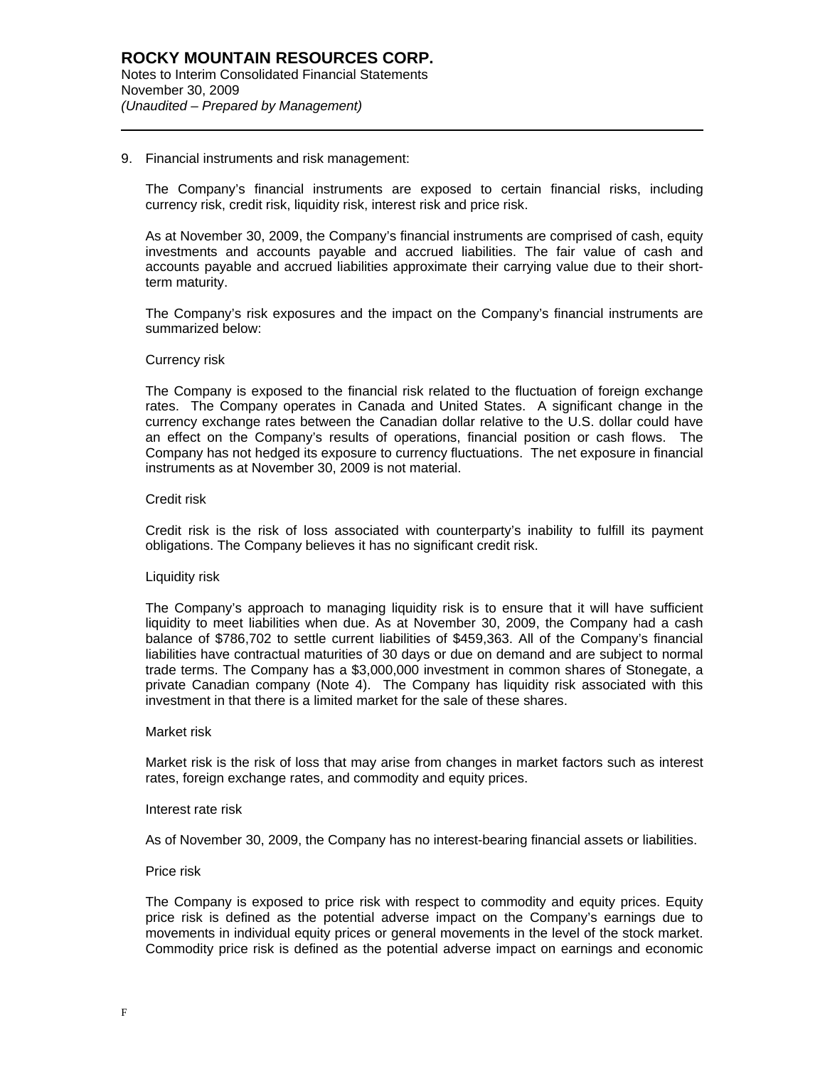9. Financial instruments and risk management:

The Company's financial instruments are exposed to certain financial risks, including currency risk, credit risk, liquidity risk, interest risk and price risk.

As at November 30, 2009, the Company's financial instruments are comprised of cash, equity investments and accounts payable and accrued liabilities. The fair value of cash and accounts payable and accrued liabilities approximate their carrying value due to their short-term maturity.

The Company's risk exposures and the impact on the Company's financial instruments are summarized below:

Currency risk

The Company is exposed to the financial risk related to the fluctuation of foreign exchange rates. The Company operates in Canada and United States. A significant change in the currency exchange rates between the Canadian dollar relative to the U.S. dollar could have an effect on the Company's results of operations, financial position or cash flows. The Company has not hedged its exposure to currency fluctuations. The net exposure in financial instruments as at November 30, 2009 is not material.

Credit risk

Credit risk is the risk of loss associated with counterparty's inability to fulfill its payment obligations. The Company believes it has no significant credit risk.

Liquidity risk

The Company's approach to managing liquidity risk is to ensure that it will have sufficient liquidity to meet liabilities when due. As at November 30, 2009, the Company had a cash balance of $786,702 to settle current liabilities of $459,363. All of the Company's financial liabilities have contractual maturities of 30 days or due on demand and are subject to normal trade terms. The Company has a $3,000,000 investment in common shares of Stonegate, a private Canadian company (Note 4). The Company has liquidity risk associated with this investment in that there is a limited market for the sale of these shares.

Market risk

Market risk is the risk of loss that may arise from changes in market factors such as interest rates, foreign exchange rates, and commodity and equity prices.

Interest rate risk

As of November 30, 2009, the Company has no interest-bearing financial assets or liabilities.

Price risk

The Company is exposed to price risk with respect to commodity and equity prices. Equity price risk is defined as the potential adverse impact on the Company's earnings due to movements in individual equity prices or general movements in the level of the stock market. Commodity price risk is defined as the potential adverse impact on earnings and economic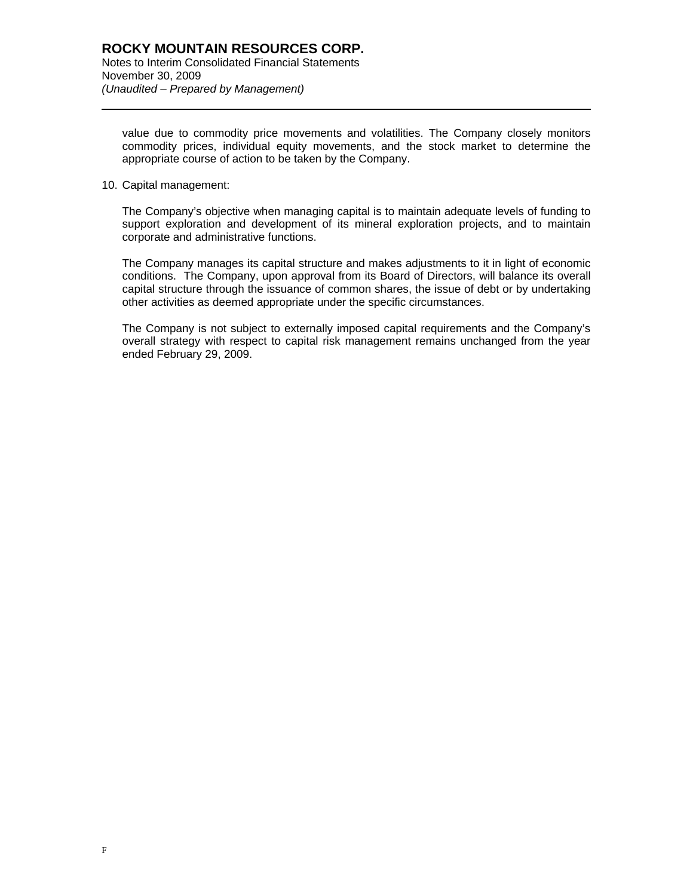value due to commodity price movements and volatilities. The Company closely monitors commodity prices, individual equity movements, and the stock market to determine the appropriate course of action to be taken by the Company.

10. Capital management:

The Company's objective when managing capital is to maintain adequate levels of funding to support exploration and development of its mineral exploration projects, and to maintain corporate and administrative functions.

The Company manages its capital structure and makes adjustments to it in light of economic conditions. The Company, upon approval from its Board of Directors, will balance its overall capital structure through the issuance of common shares, the issue of debt or by undertaking other activities as deemed appropriate under the specific circumstances.

The Company is not subject to externally imposed capital requirements and the Company's overall strategy with respect to capital risk management remains unchanged from the year ended February 29, 2009.